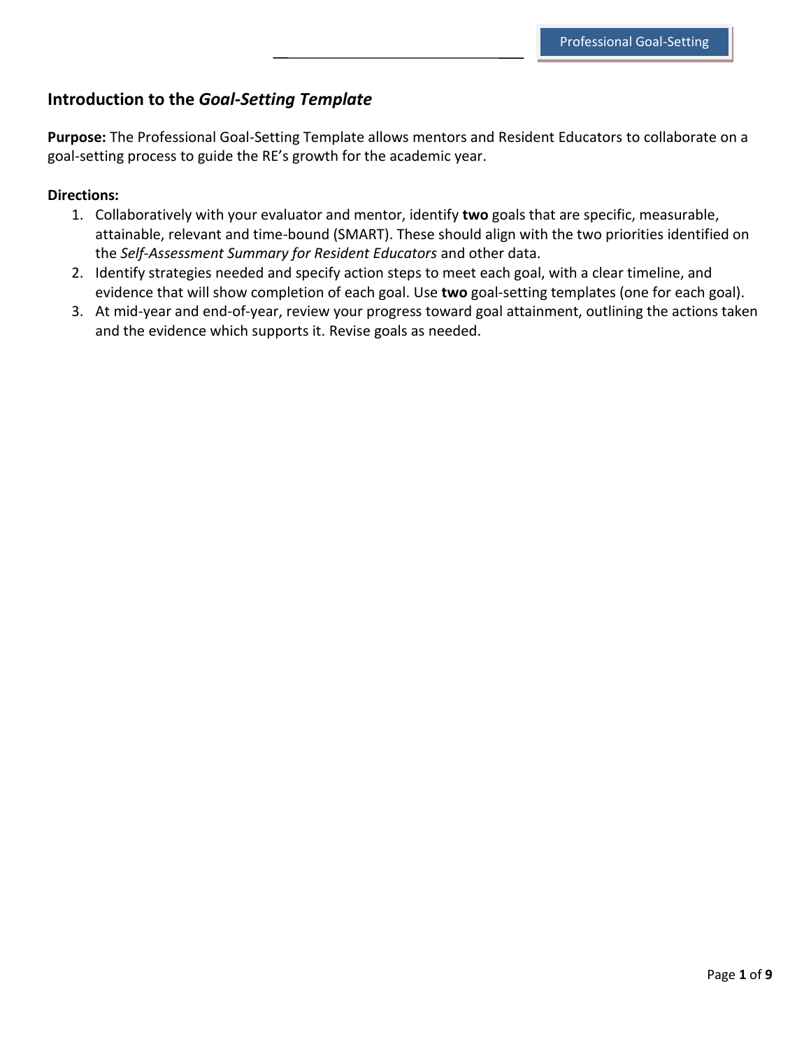## Introduction to the *Goal-Setting Template*

**Purpose:** The Professional Goal-Setting Template allows mentors and Resident Educators to collaborate on a goal-setting process to guide the RE's growth for the academic year.

**Directions:**

1. Collaboratively with your evaluator and mentor, identify **two** goals that are specific, measurable, attainable, relevant and time-bound (SMART). These should align with the two priorities identified on the *Self-Assessment Summary for Resident Educators* and other data.
2. Identify strategies needed and specify action steps to meet each goal, with a clear timeline, and evidence that will show completion of each goal. Use **two** goal-setting templates (one for each goal).
3. At mid-year and end-of-year, review your progress toward goal attainment, outlining the actions taken and the evidence which supports it. Revise goals as needed.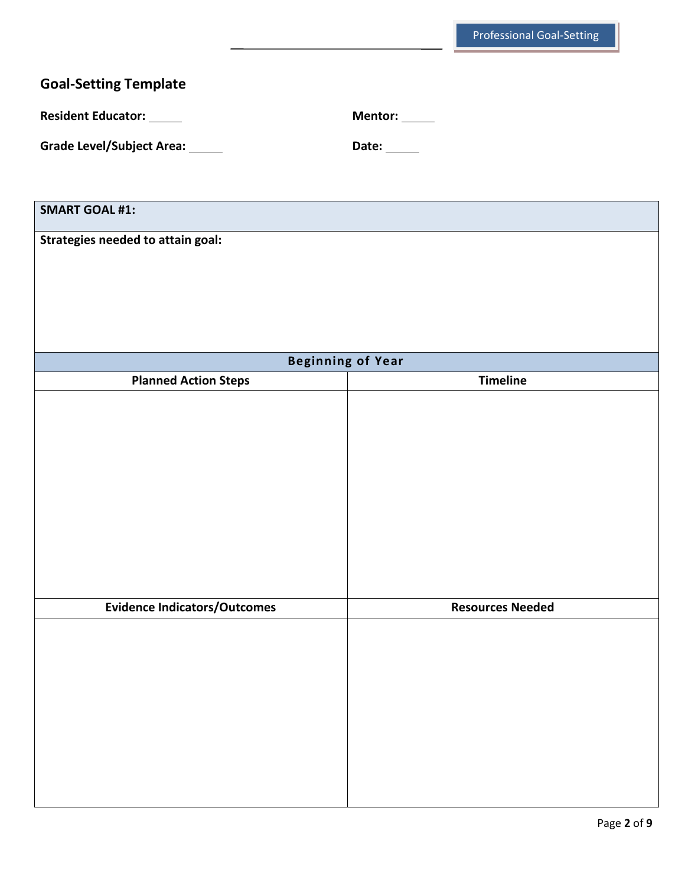## Goal-Setting Template

**Resident Educator:** _____ **Mentor:** _____

**Grade Level/Subject Area:** _____ **Date:** _____

| **SMART GOAL #1:** | |
|---|---|
| **Strategies needed to attain goal:** | |
| **Beginning of Year** | |
| **Planned Action Steps** | **Timeline** |
| | |
| **Evidence Indicators/Outcomes** | **Resources Needed** |
| | |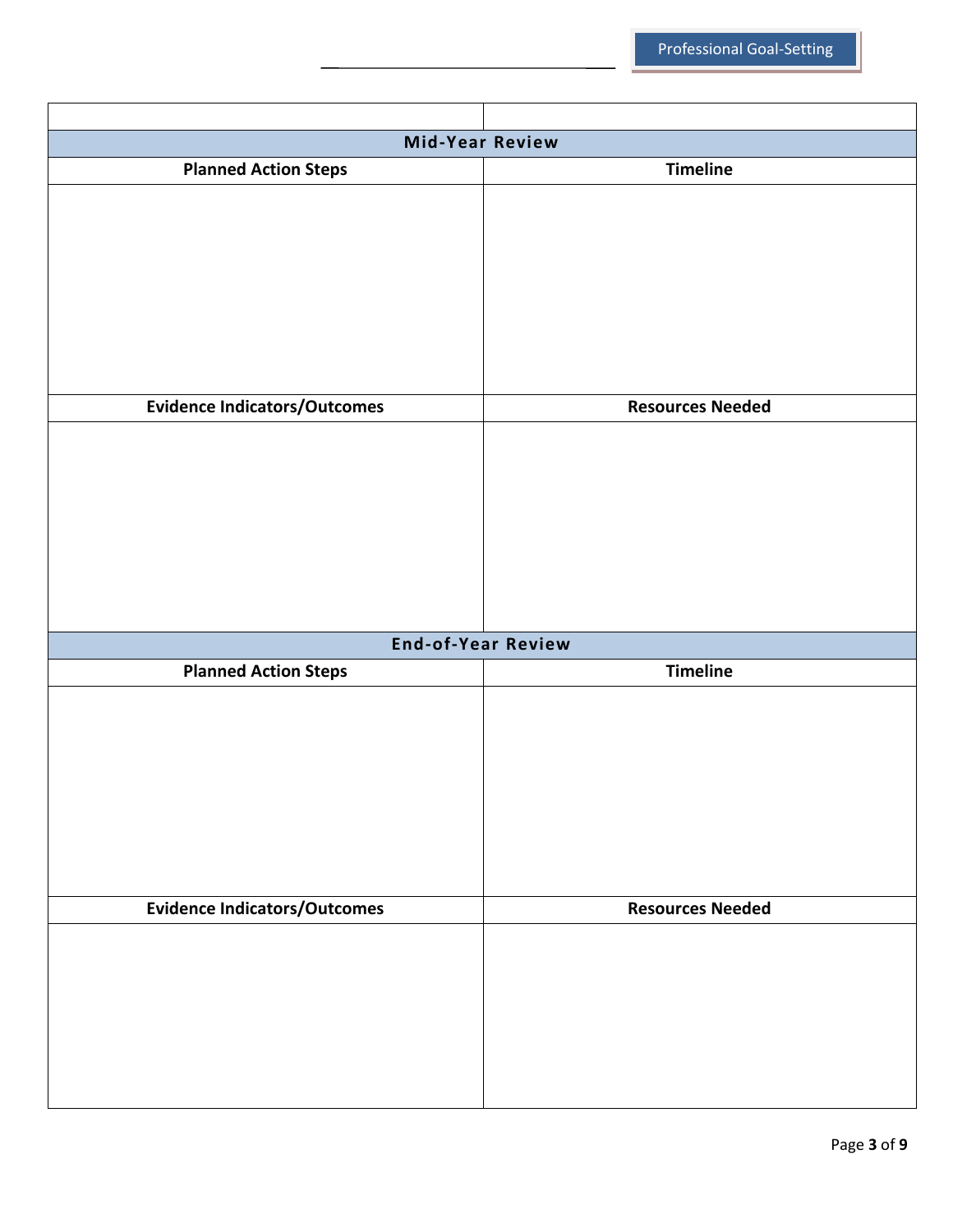| | |
|---|---|
| **Mid-Year Review** | |
| **Planned Action Steps** | **Timeline** |
| | |
| **Evidence Indicators/Outcomes** | **Resources Needed** |
| | |
| **End-of-Year Review** | |
| **Planned Action Steps** | **Timeline** |
| | |
| **Evidence Indicators/Outcomes** | **Resources Needed** |
| | |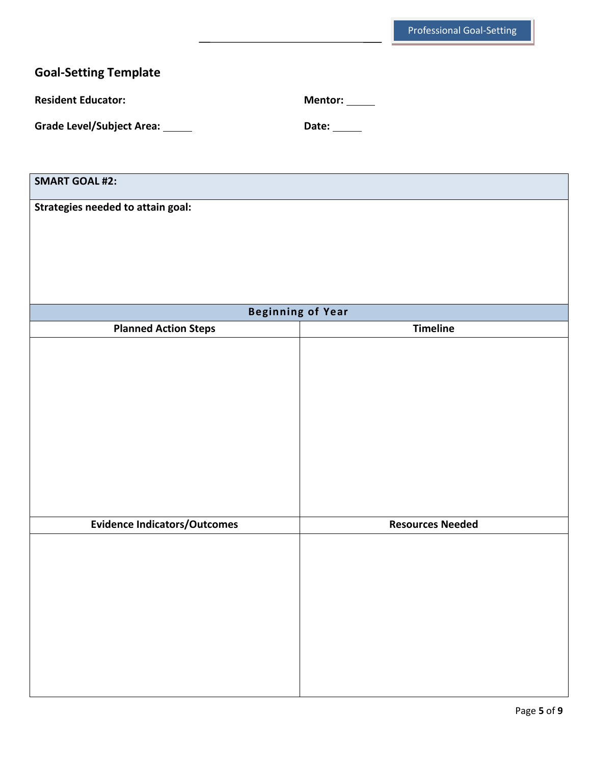## Goal-Setting Template

**Resident Educator:** **Mentor:** _____

**Grade Level/Subject Area:** _____ **Date:** _____

| SMART GOAL #2: | |
|---|---|
| **Strategies needed to attain goal:** | |
| **Beginning of Year** | |
| **Planned Action Steps** | **Timeline** |
| | |
| **Evidence Indicators/Outcomes** | **Resources Needed** |
| | |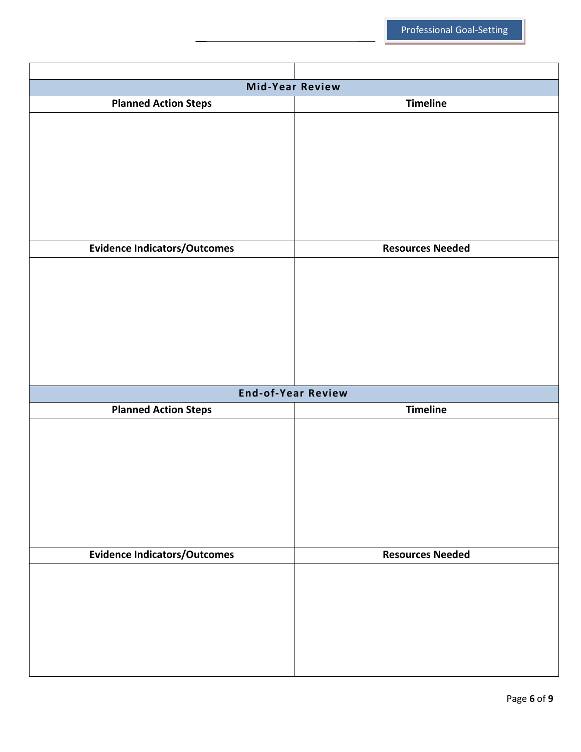| | |
|---|---|
| **Mid-Year Review** | |
| **Planned Action Steps** | **Timeline** |
| | |
| **Evidence Indicators/Outcomes** | **Resources Needed** |
| | |
| **End-of-Year Review** | |
| **Planned Action Steps** | **Timeline** |
| | |
| **Evidence Indicators/Outcomes** | **Resources Needed** |
| | |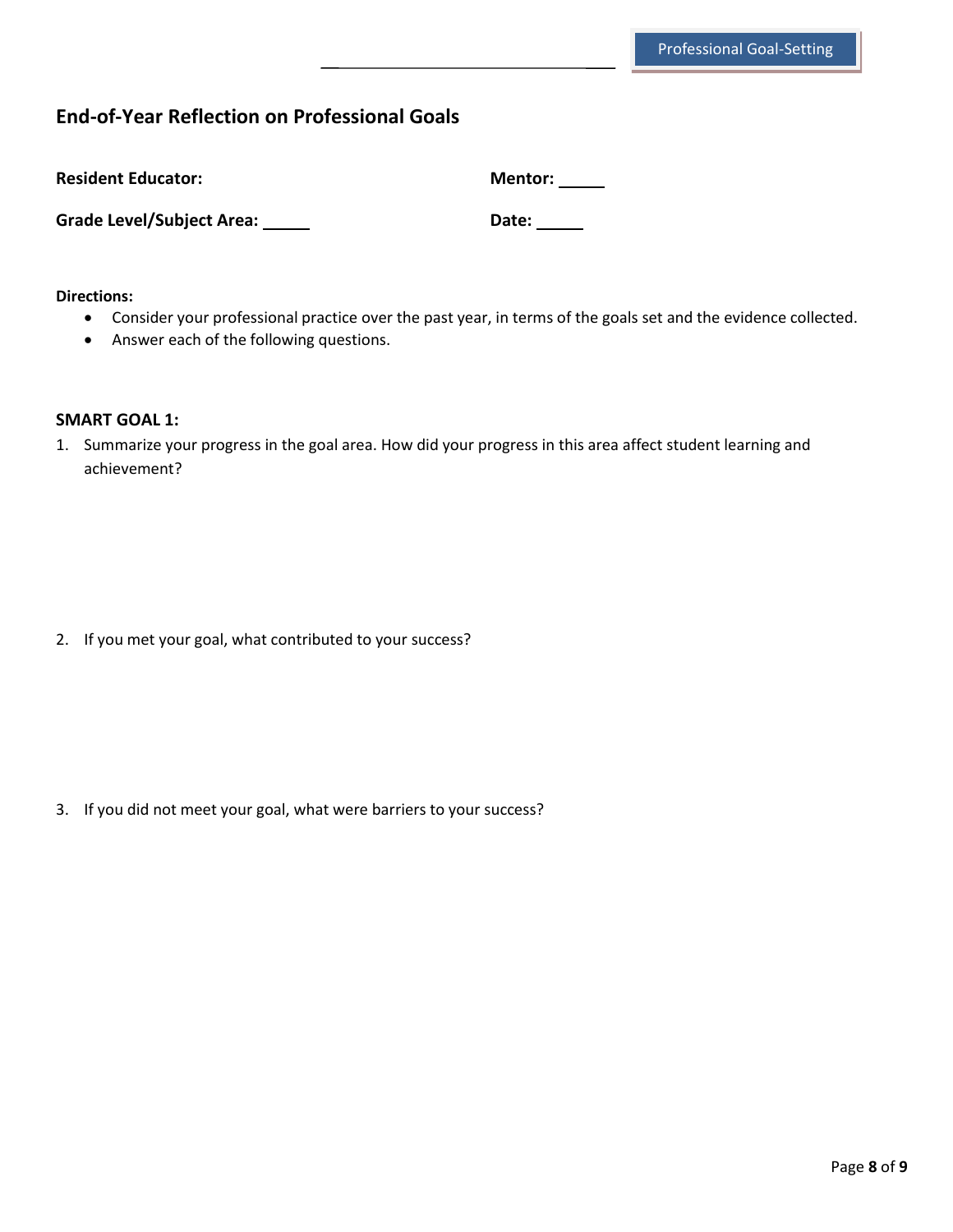## End-of-Year Reflection on Professional Goals

**Resident Educator:** 

**Mentor:** _____

**Grade Level/Subject Area:** _____

**Date:** _____

**Directions:**

- Consider your professional practice over the past year, in terms of the goals set and the evidence collected.
- Answer each of the following questions.

**SMART GOAL 1:**

1. Summarize your progress in the goal area. How did your progress in this area affect student learning and achievement?

2. If you met your goal, what contributed to your success?

3. If you did not meet your goal, what were barriers to your success?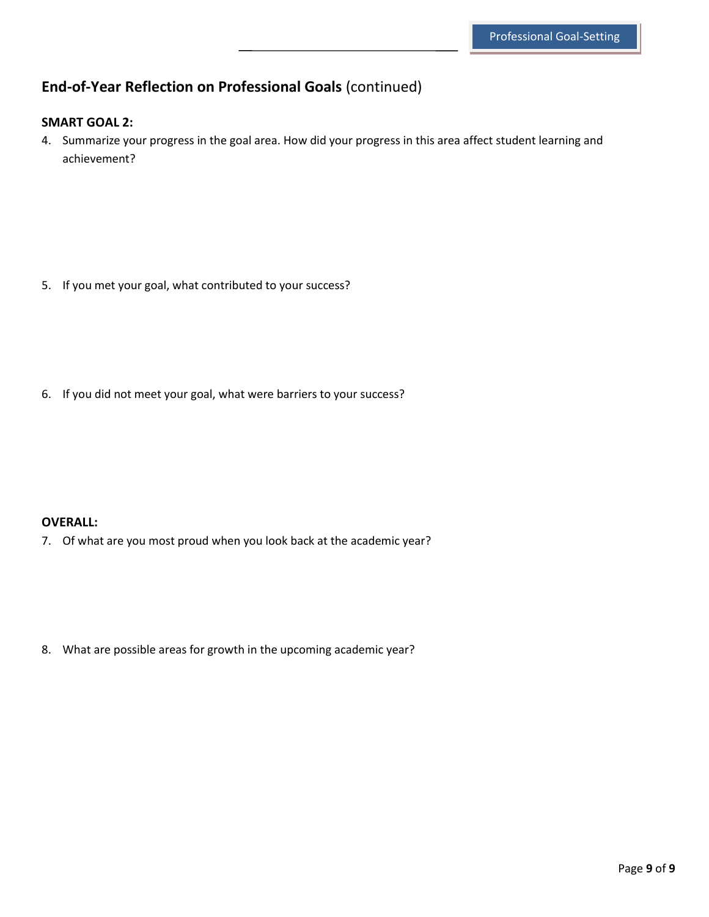## End-of-Year Reflection on Professional Goals (continued)

**SMART GOAL 2:**

4. Summarize your progress in the goal area. How did your progress in this area affect student learning and achievement?

5. If you met your goal, what contributed to your success?

6. If you did not meet your goal, what were barriers to your success?

**OVERALL:**

7. Of what are you most proud when you look back at the academic year?

8. What are possible areas for growth in the upcoming academic year?